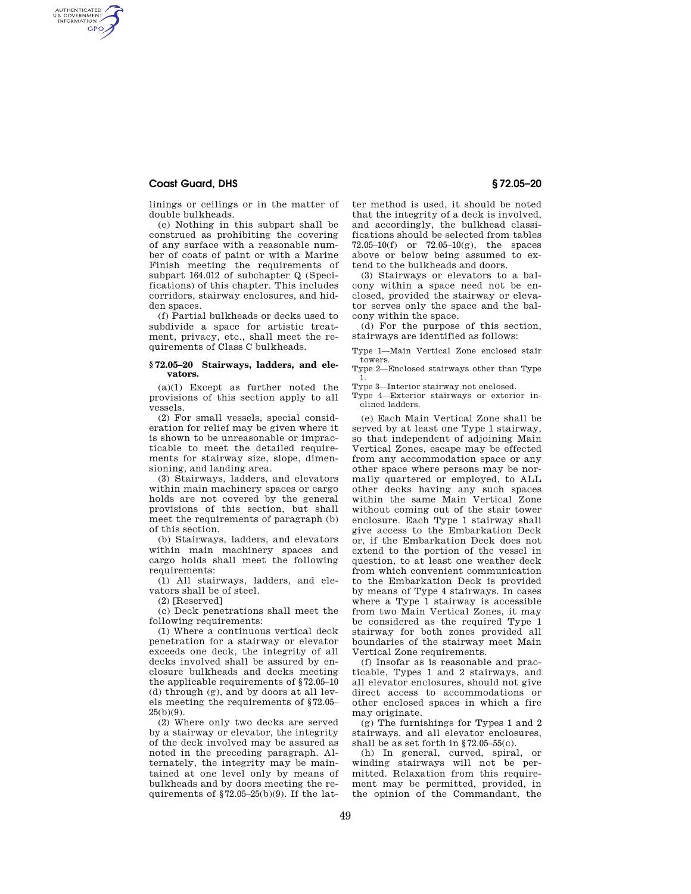linings or ceilings or in the matter of double bulkheads.

(e) Nothing in this subpart shall be construed as prohibiting the covering of any surface with a reasonable number of coats of paint or with a Marine Finish meeting the requirements of subpart 164.012 of subchapter Q (Specifications) of this chapter. This includes corridors, stairway enclosures, and hidden spaces.

(f) Partial bulkheads or decks used to subdivide a space for artistic treatment, privacy, etc., shall meet the requirements of Class C bulkheads.

### § 72.05–20 Stairways, ladders, and elevators.

(a)(1) Except as further noted the provisions of this section apply to all vessels.

(2) For small vessels, special consideration for relief may be given where it is shown to be unreasonable or impracticable to meet the detailed requirements for stairway size, slope, dimensioning, and landing area.

(3) Stairways, ladders, and elevators within main machinery spaces or cargo holds are not covered by the general provisions of this section, but shall meet the requirements of paragraph (b) of this section.

(b) Stairways, ladders, and elevators within main machinery spaces and cargo holds shall meet the following requirements:

(1) All stairways, ladders, and elevators shall be of steel.

(2) [Reserved]

(c) Deck penetrations shall meet the following requirements:

(1) Where a continuous vertical deck penetration for a stairway or elevator exceeds one deck, the integrity of all decks involved shall be assured by enclosure bulkheads and decks meeting the applicable requirements of §72.05–10 (d) through (g), and by doors at all levels meeting the requirements of §72.05–25(b)(9).

(2) Where only two decks are served by a stairway or elevator, the integrity of the deck involved may be assured as noted in the preceding paragraph. Alternately, the integrity may be maintained at one level only by means of bulkheads and by doors meeting the requirements of §72.05–25(b)(9). If the latter method is used, it should be noted that the integrity of a deck is involved, and accordingly, the bulkhead classifications should be selected from tables 72.05–10(f) or 72.05–10(g), the spaces above or below being assumed to extend to the bulkheads and doors.

(3) Stairways or elevators to a balcony within a space need not be enclosed, provided the stairway or elevator serves only the space and the balcony within the space.

(d) For the purpose of this section, stairways are identified as follows:

Type 1—Main Vertical Zone enclosed stair towers.
Type 2—Enclosed stairways other than Type 1.
Type 3—Interior stairway not enclosed.
Type 4—Exterior stairways or exterior inclined ladders.

(e) Each Main Vertical Zone shall be served by at least one Type 1 stairway, so that independent of adjoining Main Vertical Zones, escape may be effected from any accommodation space or any other space where persons may be normally quartered or employed, to ALL other decks having any such spaces within the same Main Vertical Zone without coming out of the stair tower enclosure. Each Type 1 stairway shall give access to the Embarkation Deck or, if the Embarkation Deck does not extend to the portion of the vessel in question, to at least one weather deck from which convenient communication to the Embarkation Deck is provided by means of Type 4 stairways. In cases where a Type 1 stairway is accessible from two Main Vertical Zones, it may be considered as the required Type 1 stairway for both zones provided all boundaries of the stairway meet Main Vertical Zone requirements.

(f) Insofar as is reasonable and practicable, Types 1 and 2 stairways, and all elevator enclosures, should not give direct access to accommodations or other enclosed spaces in which a fire may originate.

(g) The furnishings for Types 1 and 2 stairways, and all elevator enclosures, shall be as set forth in §72.05–55(c).

(h) In general, curved, spiral, or winding stairways will not be permitted. Relaxation from this requirement may be permitted, provided, in the opinion of the Commandant, the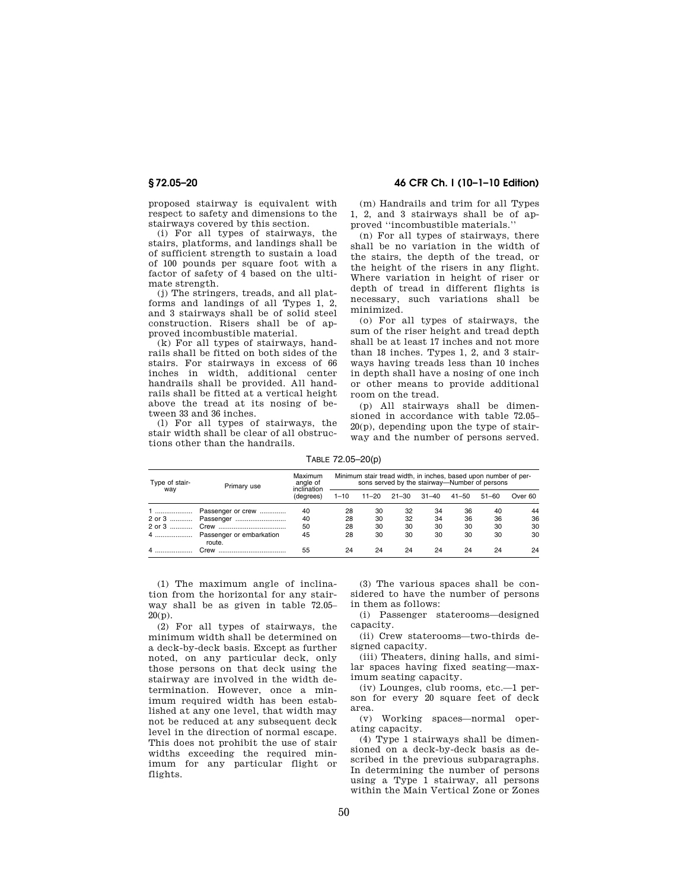proposed stairway is equivalent with respect to safety and dimensions to the stairways covered by this section.

(i) For all types of stairways, the stairs, platforms, and landings shall be of sufficient strength to sustain a load of 100 pounds per square foot with a factor of safety of 4 based on the ultimate strength.

(j) The stringers, treads, and all platforms and landings of all Types 1, 2, and 3 stairways shall be of solid steel construction. Risers shall be of approved incombustible material.

(k) For all types of stairways, handrails shall be fitted on both sides of the stairs. For stairways in excess of 66 inches in width, additional center handrails shall be provided. All handrails shall be fitted at a vertical height above the tread at its nosing of between 33 and 36 inches.

(l) For all types of stairways, the stair width shall be clear of all obstructions other than the handrails.

(m) Handrails and trim for all Types 1, 2, and 3 stairways shall be of approved "incombustible materials."

(n) For all types of stairways, there shall be no variation in the width of the stairs, the depth of the tread, or the height of the risers in any flight. Where variation in height of riser or depth of tread in different flights is necessary, such variations shall be minimized.

(o) For all types of stairways, the sum of the riser height and tread depth shall be at least 17 inches and not more than 18 inches. Types 1, 2, and 3 stairways having treads less than 10 inches in depth shall have a nosing of one inch or other means to provide additional room on the tread.

(p) All stairways shall be dimensioned in accordance with table 72.05–20(p), depending upon the type of stairway and the number of persons served.

TABLE 72.05–20(p)

| Type of stairway | Primary use | Maximum angle of inclination (degrees) | Minimum stair tread width, in inches, based upon number of persons served by the stairway—Number of persons | | | | | | |
|---|---|---|---|---|---|---|---|---|---|
| | | | 1–10 | 11–20 | 21–30 | 31–40 | 41–50 | 51–60 | Over 60 |
| 1 | Passenger or crew | 40 | 28 | 30 | 32 | 34 | 36 | 40 | 44 |
| 2 or 3 | Passenger | 40 | 28 | 30 | 32 | 34 | 36 | 36 | 36 |
| 2 or 3 | Crew | 50 | 28 | 30 | 30 | 30 | 30 | 30 | 30 |
| 4 | Passenger or embarkation route. | 45 | 28 | 30 | 30 | 30 | 30 | 30 | 30 |
| 4 | Crew | 55 | 24 | 24 | 24 | 24 | 24 | 24 | 24 |

(1) The maximum angle of inclination from the horizontal for any stairway shall be as given in table 72.05–20(p).

(2) For all types of stairways, the minimum width shall be determined on a deck-by-deck basis. Except as further noted, on any particular deck, only those persons on that deck using the stairway are involved in the width determination. However, once a minimum required width has been established at any one level, that width may not be reduced at any subsequent deck level in the direction of normal escape. This does not prohibit the use of stair widths exceeding the required minimum for any particular flight or flights.

(3) The various spaces shall be considered to have the number of persons in them as follows:

(i) Passenger staterooms—designed capacity.

(ii) Crew staterooms—two-thirds designed capacity.

(iii) Theaters, dining halls, and similar spaces having fixed seating—maximum seating capacity.

(iv) Lounges, club rooms, etc.—1 person for every 20 square feet of deck area.

(v) Working spaces—normal operating capacity.

(4) Type 1 stairways shall be dimensioned on a deck-by-deck basis as described in the previous subparagraphs. In determining the number of persons using a Type 1 stairway, all persons within the Main Vertical Zone or Zones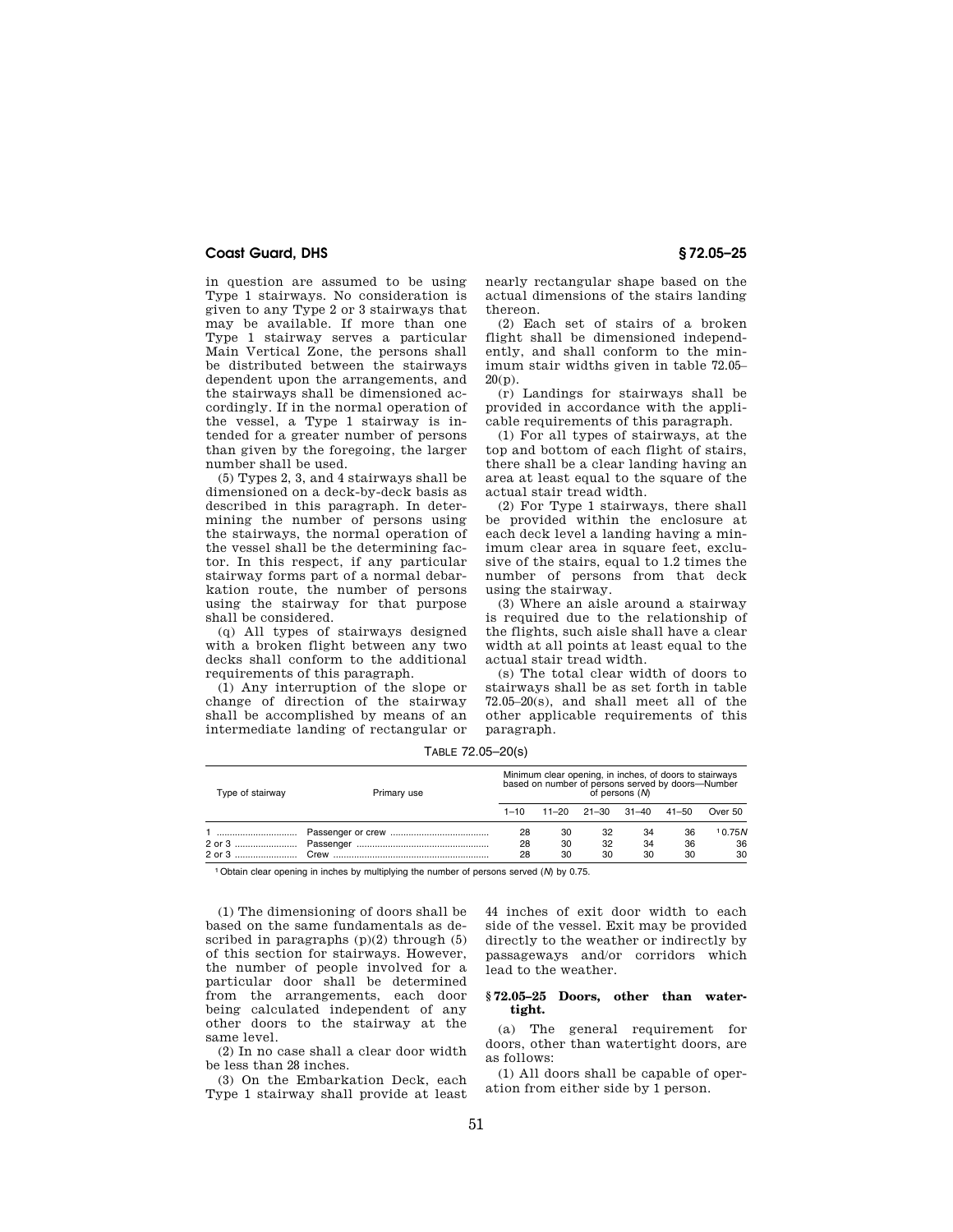in question are assumed to be using Type 1 stairways. No consideration is given to any Type 2 or 3 stairways that may be available. If more than one Type 1 stairway serves a particular Main Vertical Zone, the persons shall be distributed between the stairways dependent upon the arrangements, and the stairways shall be dimensioned accordingly. If in the normal operation of the vessel, a Type 1 stairway is intended for a greater number of persons than given by the foregoing, the larger number shall be used.

(5) Types 2, 3, and 4 stairways shall be dimensioned on a deck-by-deck basis as described in this paragraph. In determining the number of persons using the stairways, the normal operation of the vessel shall be the determining factor. In this respect, if any particular stairway forms part of a normal debarkation route, the number of persons using the stairway for that purpose shall be considered.

(q) All types of stairways designed with a broken flight between any two decks shall conform to the additional requirements of this paragraph.

(1) Any interruption of the slope or change of direction of the stairway shall be accomplished by means of an intermediate landing of rectangular or nearly rectangular shape based on the actual dimensions of the stairs landing thereon.

(2) Each set of stairs of a broken flight shall be dimensioned independently, and shall conform to the minimum stair widths given in table 72.05–20(p).

(r) Landings for stairways shall be provided in accordance with the applicable requirements of this paragraph.

(1) For all types of stairways, at the top and bottom of each flight of stairs, there shall be a clear landing having an area at least equal to the square of the actual stair tread width.

(2) For Type 1 stairways, there shall be provided within the enclosure at each deck level a landing having a minimum clear area in square feet, exclusive of the stairs, equal to 1.2 times the number of persons from that deck using the stairway.

(3) Where an aisle around a stairway is required due to the relationship of the flights, such aisle shall have a clear width at all points at least equal to the actual stair tread width.

(s) The total clear width of doors to stairways shall be as set forth in table 72.05–20(s), and shall meet all of the other applicable requirements of this paragraph.

TABLE 72.05–20(s)

| Type of stairway | Primary use | Minimum clear opening, in inches, of doors to stairways based on number of persons served by doors—Number of persons ($N$) | | | | | |
|---|---|---|---|---|---|---|---|
| | | 1–10 | 11–20 | 21–30 | 31–40 | 41–50 | Over 50 |
| 1 | Passenger or crew | 28 | 30 | 32 | 34 | 36 | [1] $0.75N$ |
| 2 or 3 | Passenger | 28 | 30 | 32 | 34 | 36 | 36 |
| 2 or 3 | Crew | 28 | 30 | 30 | 30 | 30 | 30 |

[1] Obtain clear opening in inches by multiplying the number of persons served ($N$) by 0.75.

(1) The dimensioning of doors shall be based on the same fundamentals as described in paragraphs (p)(2) through (5) of this section for stairways. However, the number of people involved for a particular door shall be determined from the arrangements, each door being calculated independent of any other doors to the stairway at the same level.

(2) In no case shall a clear door width be less than 28 inches.

(3) On the Embarkation Deck, each Type 1 stairway shall provide at least 44 inches of exit door width to each side of the vessel. Exit may be provided directly to the weather or indirectly by passageways and/or corridors which lead to the weather.

## § 72.05–25 Doors, other than watertight.

(a) The general requirement for doors, other than watertight doors, are as follows:

(1) All doors shall be capable of operation from either side by 1 person.